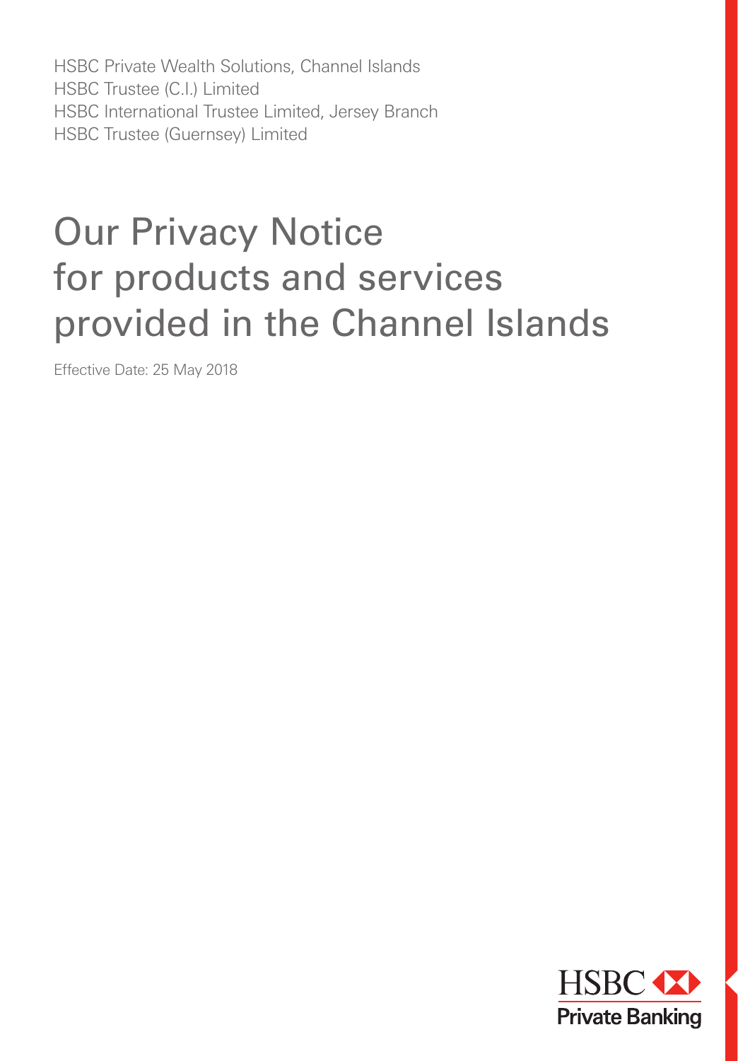HSBC Private Wealth Solutions, Channel Islands
HSBC Trustee (C.I.) Limited
HSBC International Trustee Limited, Jersey Branch
HSBC Trustee (Guernsey) Limited

# Our Privacy Notice for products and services provided in the Channel Islands

Effective Date: 25 May 2018

HSBC Private Banking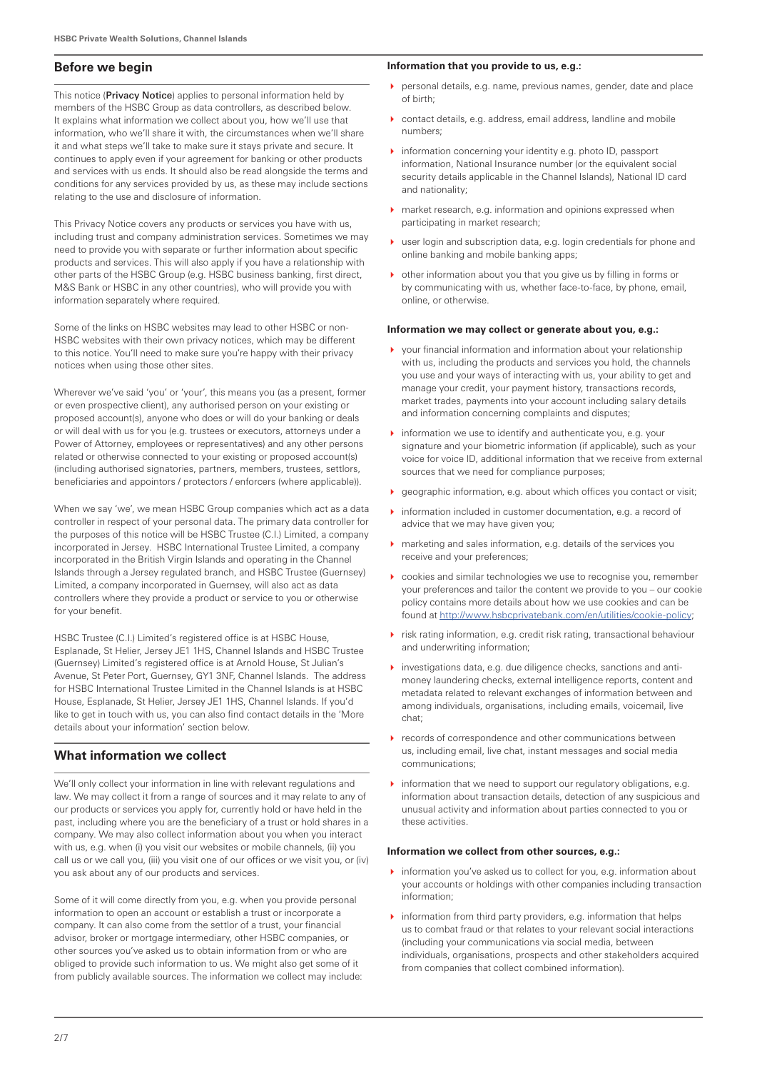## Before we begin

This notice (**Privacy Notice**) applies to personal information held by members of the HSBC Group as data controllers, as described below. It explains what information we collect about you, how we'll use that information, who we'll share it with, the circumstances when we'll share it and what steps we'll take to make sure it stays private and secure. It continues to apply even if your agreement for banking or other products and services with us ends. It should also be read alongside the terms and conditions for any services provided by us, as these may include sections relating to the use and disclosure of information.

This Privacy Notice covers any products or services you have with us, including trust and company administration services. Sometimes we may need to provide you with separate or further information about specific products and services. This will also apply if you have a relationship with other parts of the HSBC Group (e.g. HSBC business banking, first direct, M&S Bank or HSBC in any other countries), who will provide you with information separately where required.

Some of the links on HSBC websites may lead to other HSBC or non-HSBC websites with their own privacy notices, which may be different to this notice. You'll need to make sure you're happy with their privacy notices when using those other sites.

Wherever we've said 'you' or 'your', this means you (as a present, former or even prospective client), any authorised person on your existing or proposed account(s), anyone who does or will do your banking or deals or will deal with us for you (e.g. trustees or executors, attorneys under a Power of Attorney, employees or representatives) and any other persons related or otherwise connected to your existing or proposed account(s) (including authorised signatories, partners, members, trustees, settlors, beneficiaries and appointors / protectors / enforcers (where applicable)).

When we say 'we', we mean HSBC Group companies which act as a data controller in respect of your personal data. The primary data controller for the purposes of this notice will be HSBC Trustee (C.I.) Limited, a company incorporated in Jersey. HSBC International Trustee Limited, a company incorporated in the British Virgin Islands and operating in the Channel Islands through a Jersey regulated branch, and HSBC Trustee (Guernsey) Limited, a company incorporated in Guernsey, will also act as data controllers where they provide a product or service to you or otherwise for your benefit.

HSBC Trustee (C.I.) Limited's registered office is at HSBC House, Esplanade, St Helier, Jersey JE1 1HS, Channel Islands and HSBC Trustee (Guernsey) Limited's registered office is at Arnold House, St Julian's Avenue, St Peter Port, Guernsey, GY1 3NF, Channel Islands. The address for HSBC International Trustee Limited in the Channel Islands is at HSBC House, Esplanade, St Helier, Jersey JE1 1HS, Channel Islands. If you'd like to get in touch with us, you can also find contact details in the 'More details about your information' section below.

## What information we collect

We'll only collect your information in line with relevant regulations and law. We may collect it from a range of sources and it may relate to any of our products or services you apply for, currently hold or have held in the past, including where you are the beneficiary of a trust or hold shares in a company. We may also collect information about you when you interact with us, e.g. when (i) you visit our websites or mobile channels, (ii) you call us or we call you, (iii) you visit one of our offices or we visit you, or (iv) you ask about any of our products and services.

Some of it will come directly from you, e.g. when you provide personal information to open an account or establish a trust or incorporate a company. It can also come from the settlor of a trust, your financial advisor, broker or mortgage intermediary, other HSBC companies, or other sources you've asked us to obtain information from or who are obliged to provide such information to us. We might also get some of it from publicly available sources. The information we collect may include:

**Information that you provide to us, e.g.:**

- personal details, e.g. name, previous names, gender, date and place of birth;
- contact details, e.g. address, email address, landline and mobile numbers;
- information concerning your identity e.g. photo ID, passport information, National Insurance number (or the equivalent social security details applicable in the Channel Islands), National ID card and nationality;
- market research, e.g. information and opinions expressed when participating in market research;
- user login and subscription data, e.g. login credentials for phone and online banking and mobile banking apps;
- other information about you that you give us by filling in forms or by communicating with us, whether face-to-face, by phone, email, online, or otherwise.

**Information we may collect or generate about you, e.g.:**

- your financial information and information about your relationship with us, including the products and services you hold, the channels you use and your ways of interacting with us, your ability to get and manage your credit, your payment history, transactions records, market trades, payments into your account including salary details and information concerning complaints and disputes;
- information we use to identify and authenticate you, e.g. your signature and your biometric information (if applicable), such as your voice for voice ID, additional information that we receive from external sources that we need for compliance purposes;
- geographic information, e.g. about which offices you contact or visit;
- information included in customer documentation, e.g. a record of advice that we may have given you;
- marketing and sales information, e.g. details of the services you receive and your preferences;
- cookies and similar technologies we use to recognise you, remember your preferences and tailor the content we provide to you – our cookie policy contains more details about how we use cookies and can be found at http://www.hsbcprivatebank.com/en/utilities/cookie-policy;
- risk rating information, e.g. credit risk rating, transactional behaviour and underwriting information;
- investigations data, e.g. due diligence checks, sanctions and anti-money laundering checks, external intelligence reports, content and metadata related to relevant exchanges of information between and among individuals, organisations, including emails, voicemail, live chat;
- records of correspondence and other communications between us, including email, live chat, instant messages and social media communications;
- information that we need to support our regulatory obligations, e.g. information about transaction details, detection of any suspicious and unusual activity and information about parties connected to you or these activities.

**Information we collect from other sources, e.g.:**

- information you've asked us to collect for you, e.g. information about your accounts or holdings with other companies including transaction information;
- information from third party providers, e.g. information that helps us to combat fraud or that relates to your relevant social interactions (including your communications via social media, between individuals, organisations, prospects and other stakeholders acquired from companies that collect combined information).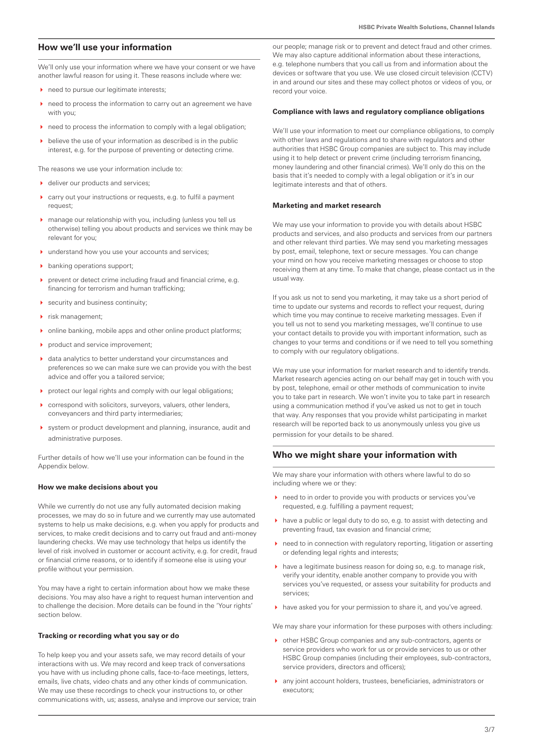## How we'll use your information

We'll only use your information where we have your consent or we have another lawful reason for using it. These reasons include where we:

- need to pursue our legitimate interests;
- need to process the information to carry out an agreement we have with you;
- need to process the information to comply with a legal obligation;
- believe the use of your information as described is in the public interest, e.g. for the purpose of preventing or detecting crime.

The reasons we use your information include to:

- deliver our products and services;
- carry out your instructions or requests, e.g. to fulfil a payment request;
- manage our relationship with you, including (unless you tell us otherwise) telling you about products and services we think may be relevant for you;
- understand how you use your accounts and services;
- banking operations support;
- prevent or detect crime including fraud and financial crime, e.g. financing for terrorism and human trafficking;
- security and business continuity;
- risk management;
- online banking, mobile apps and other online product platforms;
- product and service improvement;
- data analytics to better understand your circumstances and preferences so we can make sure we can provide you with the best advice and offer you a tailored service;
- protect our legal rights and comply with our legal obligations;
- correspond with solicitors, surveyors, valuers, other lenders, conveyancers and third party intermediaries;
- system or product development and planning, insurance, audit and administrative purposes.

Further details of how we'll use your information can be found in the Appendix below.

### How we make decisions about you

While we currently do not use any fully automated decision making processes, we may do so in future and we currently may use automated systems to help us make decisions, e.g. when you apply for products and services, to make credit decisions and to carry out fraud and anti-money laundering checks. We may use technology that helps us identify the level of risk involved in customer or account activity, e.g. for credit, fraud or financial crime reasons, or to identify if someone else is using your profile without your permission.

You may have a right to certain information about how we make these decisions. You may also have a right to request human intervention and to challenge the decision. More details can be found in the 'Your rights' section below.

### Tracking or recording what you say or do

To help keep you and your assets safe, we may record details of your interactions with us. We may record and keep track of conversations you have with us including phone calls, face-to-face meetings, letters, emails, live chats, video chats and any other kinds of communication. We may use these recordings to check your instructions to, or other communications with, us; assess, analyse and improve our service; train our people; manage risk or to prevent and detect fraud and other crimes. We may also capture additional information about these interactions, e.g. telephone numbers that you call us from and information about the devices or software that you use. We use closed circuit television (CCTV) in and around our sites and these may collect photos or videos of you, or record your voice.

### Compliance with laws and regulatory compliance obligations

We'll use your information to meet our compliance obligations, to comply with other laws and regulations and to share with regulators and other authorities that HSBC Group companies are subject to. This may include using it to help detect or prevent crime (including terrorism financing, money laundering and other financial crimes). We'll only do this on the basis that it's needed to comply with a legal obligation or it's in our legitimate interests and that of others.

### Marketing and market research

We may use your information to provide you with details about HSBC products and services, and also products and services from our partners and other relevant third parties. We may send you marketing messages by post, email, telephone, text or secure messages. You can change your mind on how you receive marketing messages or choose to stop receiving them at any time. To make that change, please contact us in the usual way.

If you ask us not to send you marketing, it may take us a short period of time to update our systems and records to reflect your request, during which time you may continue to receive marketing messages. Even if you tell us not to send you marketing messages, we'll continue to use your contact details to provide you with important information, such as changes to your terms and conditions or if we need to tell you something to comply with our regulatory obligations.

We may use your information for market research and to identify trends. Market research agencies acting on our behalf may get in touch with you by post, telephone, email or other methods of communication to invite you to take part in research. We won't invite you to take part in research using a communication method if you've asked us not to get in touch that way. Any responses that you provide whilst participating in market research will be reported back to us anonymously unless you give us permission for your details to be shared.

## Who we might share your information with

We may share your information with others where lawful to do so including where we or they:

- need to in order to provide you with products or services you've requested, e.g. fulfilling a payment request;
- have a public or legal duty to do so, e.g. to assist with detecting and preventing fraud, tax evasion and financial crime;
- need to in connection with regulatory reporting, litigation or asserting or defending legal rights and interests;
- have a legitimate business reason for doing so, e.g. to manage risk, verify your identity, enable another company to provide you with services you've requested, or assess your suitability for products and services;
- have asked you for your permission to share it, and you've agreed.

We may share your information for these purposes with others including:

- other HSBC Group companies and any sub-contractors, agents or service providers who work for us or provide services to us or other HSBC Group companies (including their employees, sub-contractors, service providers, directors and officers);
- any joint account holders, trustees, beneficiaries, administrators or executors;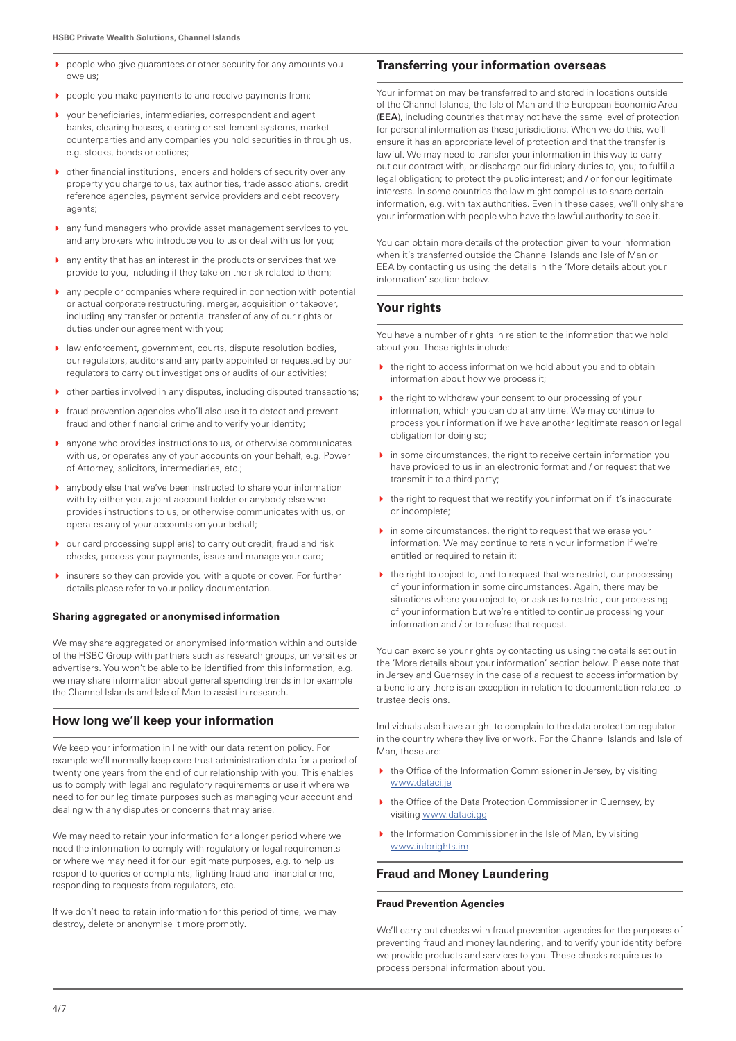- people who give guarantees or other security for any amounts you owe us;
- people you make payments to and receive payments from;
- your beneficiaries, intermediaries, correspondent and agent banks, clearing houses, clearing or settlement systems, market counterparties and any companies you hold securities in through us, e.g. stocks, bonds or options;
- other financial institutions, lenders and holders of security over any property you charge to us, tax authorities, trade associations, credit reference agencies, payment service providers and debt recovery agents;
- any fund managers who provide asset management services to you and any brokers who introduce you to us or deal with us for you;
- any entity that has an interest in the products or services that we provide to you, including if they take on the risk related to them;
- any people or companies where required in connection with potential or actual corporate restructuring, merger, acquisition or takeover, including any transfer or potential transfer of any of our rights or duties under our agreement with you;
- law enforcement, government, courts, dispute resolution bodies, our regulators, auditors and any party appointed or requested by our regulators to carry out investigations or audits of our activities;
- other parties involved in any disputes, including disputed transactions;
- fraud prevention agencies who'll also use it to detect and prevent fraud and other financial crime and to verify your identity;
- anyone who provides instructions to us, or otherwise communicates with us, or operates any of your accounts on your behalf, e.g. Power of Attorney, solicitors, intermediaries, etc.;
- anybody else that we've been instructed to share your information with by either you, a joint account holder or anybody else who provides instructions to us, or otherwise communicates with us, or operates any of your accounts on your behalf;
- our card processing supplier(s) to carry out credit, fraud and risk checks, process your payments, issue and manage your card;
- insurers so they can provide you with a quote or cover. For further details please refer to your policy documentation.

### Sharing aggregated or anonymised information

We may share aggregated or anonymised information within and outside of the HSBC Group with partners such as research groups, universities or advertisers. You won't be able to be identified from this information, e.g. we may share information about general spending trends in for example the Channel Islands and Isle of Man to assist in research.

## How long we'll keep your information

We keep your information in line with our data retention policy. For example we'll normally keep core trust administration data for a period of twenty one years from the end of our relationship with you. This enables us to comply with legal and regulatory requirements or use it where we need to for our legitimate purposes such as managing your account and dealing with any disputes or concerns that may arise.

We may need to retain your information for a longer period where we need the information to comply with regulatory or legal requirements or where we may need it for our legitimate purposes, e.g. to help us respond to queries or complaints, fighting fraud and financial crime, responding to requests from regulators, etc.

If we don't need to retain information for this period of time, we may destroy, delete or anonymise it more promptly.

## Transferring your information overseas

Your information may be transferred to and stored in locations outside of the Channel Islands, the Isle of Man and the European Economic Area (**EEA**), including countries that may not have the same level of protection for personal information as these jurisdictions. When we do this, we'll ensure it has an appropriate level of protection and that the transfer is lawful. We may need to transfer your information in this way to carry out our contract with, or discharge our fiduciary duties to, you; to fulfil a legal obligation; to protect the public interest; and / or for our legitimate interests. In some countries the law might compel us to share certain information, e.g. with tax authorities. Even in these cases, we'll only share your information with people who have the lawful authority to see it.

You can obtain more details of the protection given to your information when it's transferred outside the Channel Islands and Isle of Man or EEA by contacting us using the details in the 'More details about your information' section below.

## Your rights

You have a number of rights in relation to the information that we hold about you. These rights include:

- the right to access information we hold about you and to obtain information about how we process it;
- the right to withdraw your consent to our processing of your information, which you can do at any time. We may continue to process your information if we have another legitimate reason or legal obligation for doing so;
- in some circumstances, the right to receive certain information you have provided to us in an electronic format and / or request that we transmit it to a third party;
- the right to request that we rectify your information if it's inaccurate or incomplete;
- in some circumstances, the right to request that we erase your information. We may continue to retain your information if we're entitled or required to retain it;
- the right to object to, and to request that we restrict, our processing of your information in some circumstances. Again, there may be situations where you object to, or ask us to restrict, our processing of your information but we're entitled to continue processing your information and / or to refuse that request.

You can exercise your rights by contacting us using the details set out in the 'More details about your information' section below. Please note that in Jersey and Guernsey in the case of a request to access information by a beneficiary there is an exception in relation to documentation related to trustee decisions.

Individuals also have a right to complain to the data protection regulator in the country where they live or work. For the Channel Islands and Isle of Man, these are:

- the Office of the Information Commissioner in Jersey, by visiting www.dataci.je
- the Office of the Data Protection Commissioner in Guernsey, by visiting www.dataci.gg
- the Information Commissioner in the Isle of Man, by visiting www.inforights.im

## Fraud and Money Laundering

### Fraud Prevention Agencies

We'll carry out checks with fraud prevention agencies for the purposes of preventing fraud and money laundering, and to verify your identity before we provide products and services to you. These checks require us to process personal information about you.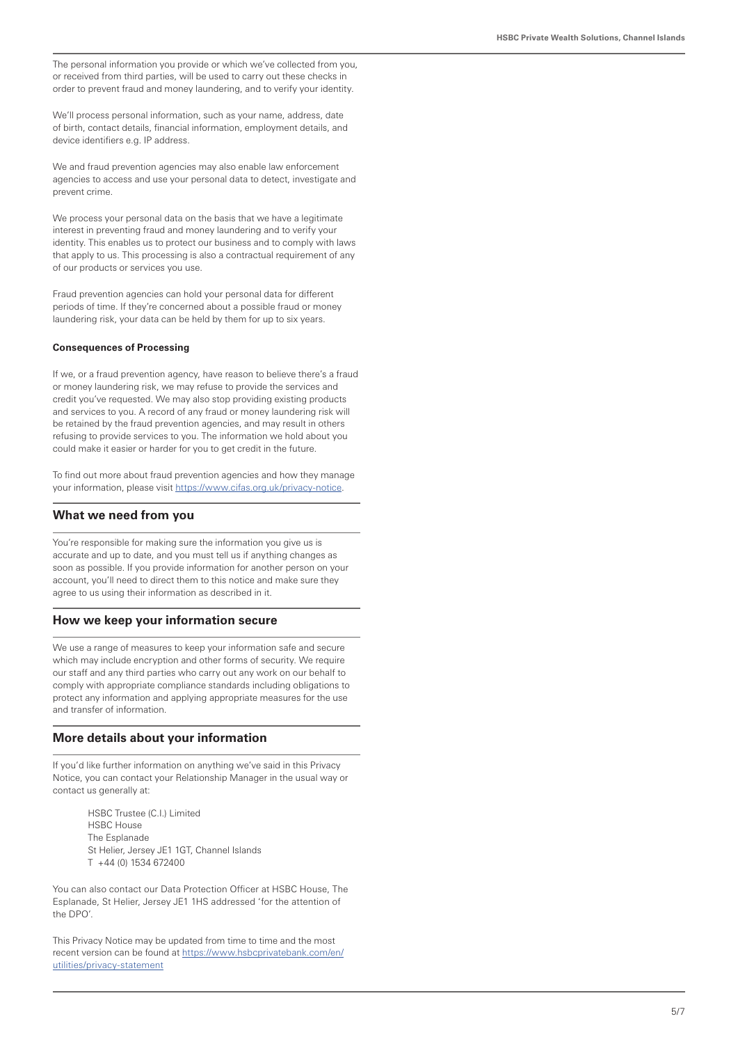The personal information you provide or which we've collected from you, or received from third parties, will be used to carry out these checks in order to prevent fraud and money laundering, and to verify your identity.

We'll process personal information, such as your name, address, date of birth, contact details, financial information, employment details, and device identifiers e.g. IP address.

We and fraud prevention agencies may also enable law enforcement agencies to access and use your personal data to detect, investigate and prevent crime.

We process your personal data on the basis that we have a legitimate interest in preventing fraud and money laundering and to verify your identity. This enables us to protect our business and to comply with laws that apply to us. This processing is also a contractual requirement of any of our products or services you use.

Fraud prevention agencies can hold your personal data for different periods of time. If they're concerned about a possible fraud or money laundering risk, your data can be held by them for up to six years.

**Consequences of Processing**

If we, or a fraud prevention agency, have reason to believe there's a fraud or money laundering risk, we may refuse to provide the services and credit you've requested. We may also stop providing existing products and services to you. A record of any fraud or money laundering risk will be retained by the fraud prevention agencies, and may result in others refusing to provide services to you. The information we hold about you could make it easier or harder for you to get credit in the future.

To find out more about fraud prevention agencies and how they manage your information, please visit https://www.cifas.org.uk/privacy-notice.

## What we need from you

You're responsible for making sure the information you give us is accurate and up to date, and you must tell us if anything changes as soon as possible. If you provide information for another person on your account, you'll need to direct them to this notice and make sure they agree to us using their information as described in it.

## How we keep your information secure

We use a range of measures to keep your information safe and secure which may include encryption and other forms of security. We require our staff and any third parties who carry out any work on our behalf to comply with appropriate compliance standards including obligations to protect any information and applying appropriate measures for the use and transfer of information.

## More details about your information

If you'd like further information on anything we've said in this Privacy Notice, you can contact your Relationship Manager in the usual way or contact us generally at:

HSBC Trustee (C.I.) Limited
HSBC House
The Esplanade
St Helier, Jersey JE1 1GT, Channel Islands
T +44 (0) 1534 672400

You can also contact our Data Protection Officer at HSBC House, The Esplanade, St Helier, Jersey JE1 1HS addressed 'for the attention of the DPO'.

This Privacy Notice may be updated from time to time and the most recent version can be found at https://www.hsbcprivatebank.com/en/utilities/privacy-statement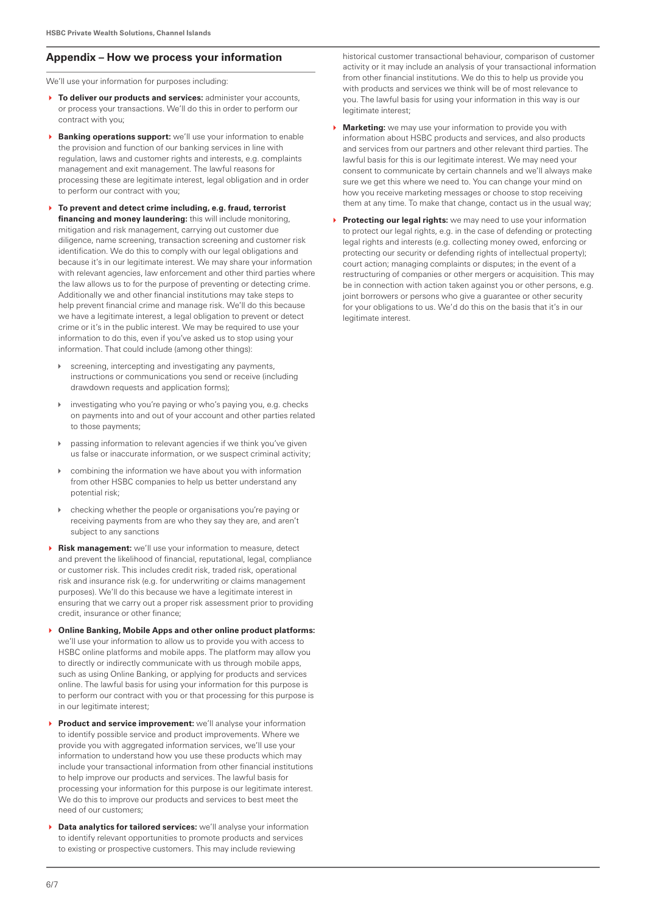## Appendix – How we process your information

We'll use your information for purposes including:

- **To deliver our products and services:** administer your accounts, or process your transactions. We'll do this in order to perform our contract with you;
- **Banking operations support:** we'll use your information to enable the provision and function of our banking services in line with regulation, laws and customer rights and interests, e.g. complaints management and exit management. The lawful reasons for processing these are legitimate interest, legal obligation and in order to perform our contract with you;
- **To prevent and detect crime including, e.g. fraud, terrorist financing and money laundering:** this will include monitoring, mitigation and risk management, carrying out customer due diligence, name screening, transaction screening and customer risk identification. We do this to comply with our legal obligations and because it's in our legitimate interest. We may share your information with relevant agencies, law enforcement and other third parties where the law allows us to for the purpose of preventing or detecting crime. Additionally we and other financial institutions may take steps to help prevent financial crime and manage risk. We'll do this because we have a legitimate interest, a legal obligation to prevent or detect crime or it's in the public interest. We may be required to use your information to do this, even if you've asked us to stop using your information. That could include (among other things):
  - screening, intercepting and investigating any payments, instructions or communications you send or receive (including drawdown requests and application forms);
  - investigating who you're paying or who's paying you, e.g. checks on payments into and out of your account and other parties related to those payments;
  - passing information to relevant agencies if we think you've given us false or inaccurate information, or we suspect criminal activity;
  - combining the information we have about you with information from other HSBC companies to help us better understand any potential risk;
  - checking whether the people or organisations you're paying or receiving payments from are who they say they are, and aren't subject to any sanctions
- **Risk management:** we'll use your information to measure, detect and prevent the likelihood of financial, reputational, legal, compliance or customer risk. This includes credit risk, traded risk, operational risk and insurance risk (e.g. for underwriting or claims management purposes). We'll do this because we have a legitimate interest in ensuring that we carry out a proper risk assessment prior to providing credit, insurance or other finance;
- **Online Banking, Mobile Apps and other online product platforms:** we'll use your information to allow us to provide you with access to HSBC online platforms and mobile apps. The platform may allow you to directly or indirectly communicate with us through mobile apps, such as using Online Banking, or applying for products and services online. The lawful basis for using your information for this purpose is to perform our contract with you or that processing for this purpose is in our legitimate interest;
- **Product and service improvement:** we'll analyse your information to identify possible service and product improvements. Where we provide you with aggregated information services, we'll use your information to understand how you use these products which may include your transactional information from other financial institutions to help improve our products and services. The lawful basis for processing your information for this purpose is our legitimate interest. We do this to improve our products and services to best meet the need of our customers;
- **Data analytics for tailored services:** we'll analyse your information to identify relevant opportunities to promote products and services to existing or prospective customers. This may include reviewing historical customer transactional behaviour, comparison of customer activity or it may include an analysis of your transactional information from other financial institutions. We do this to help us provide you with products and services we think will be of most relevance to you. The lawful basis for using your information in this way is our legitimate interest;
- **Marketing:** we may use your information to provide you with information about HSBC products and services, and also products and services from our partners and other relevant third parties. The lawful basis for this is our legitimate interest. We may need your consent to communicate by certain channels and we'll always make sure we get this where we need to. You can change your mind on how you receive marketing messages or choose to stop receiving them at any time. To make that change, contact us in the usual way;
- **Protecting our legal rights:** we may need to use your information to protect our legal rights, e.g. in the case of defending or protecting legal rights and interests (e.g. collecting money owed, enforcing or protecting our security or defending rights of intellectual property); court action; managing complaints or disputes; in the event of a restructuring of companies or other mergers or acquisition. This may be in connection with action taken against you or other persons, e.g. joint borrowers or persons who give a guarantee or other security for your obligations to us. We'd do this on the basis that it's in our legitimate interest.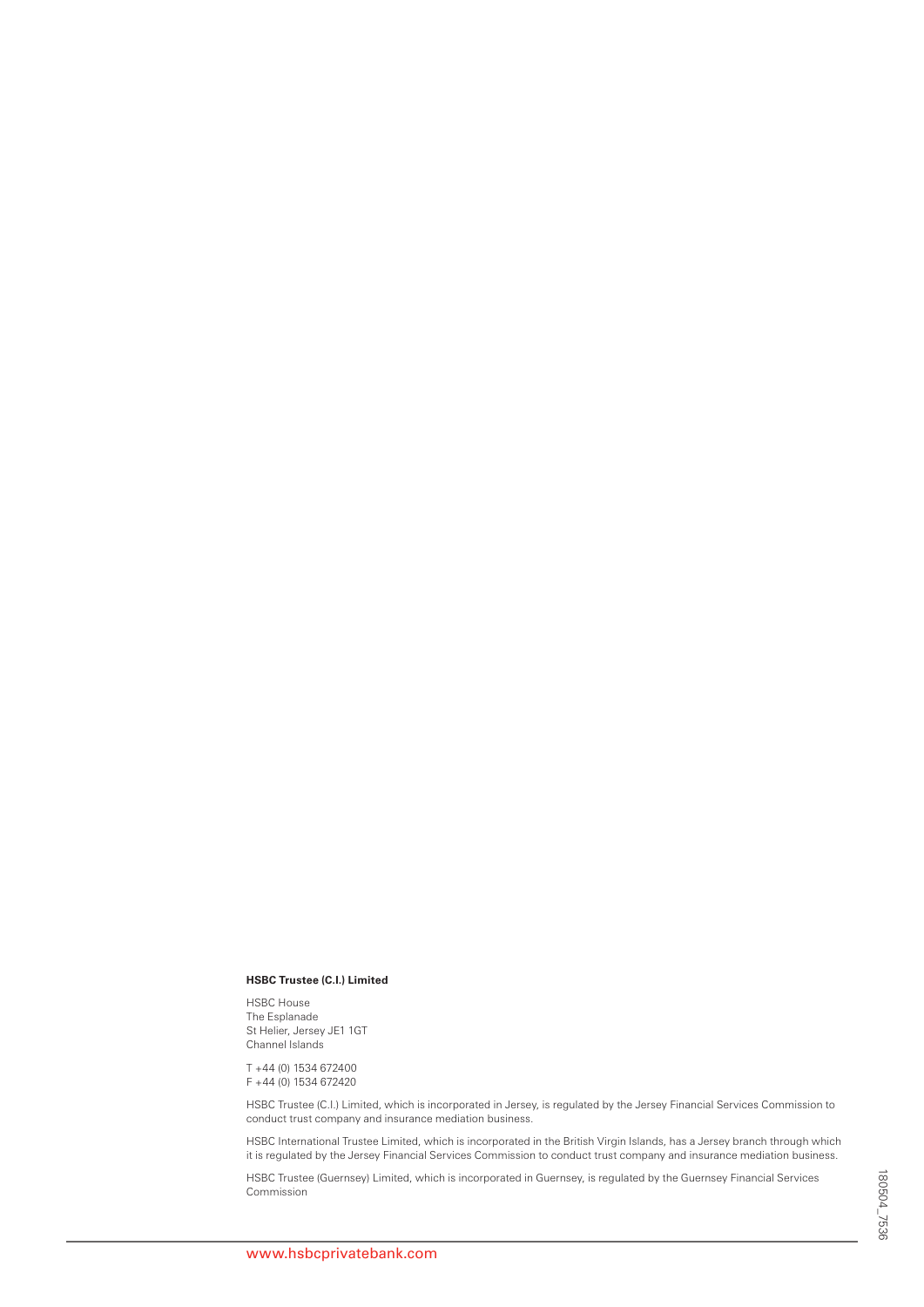**HSBC Trustee (C.I.) Limited**

HSBC House
The Esplanade
St Helier, Jersey JE1 1GT
Channel Islands

T +44 (0) 1534 672400
F +44 (0) 1534 672420

HSBC Trustee (C.I.) Limited, which is incorporated in Jersey, is regulated by the Jersey Financial Services Commission to conduct trust company and insurance mediation business.

HSBC International Trustee Limited, which is incorporated in the British Virgin Islands, has a Jersey branch through which it is regulated by the Jersey Financial Services Commission to conduct trust company and insurance mediation business.

HSBC Trustee (Guernsey) Limited, which is incorporated in Guernsey, is regulated by the Guernsey Financial Services Commission

180504_7536

www.hsbcprivatebank.com